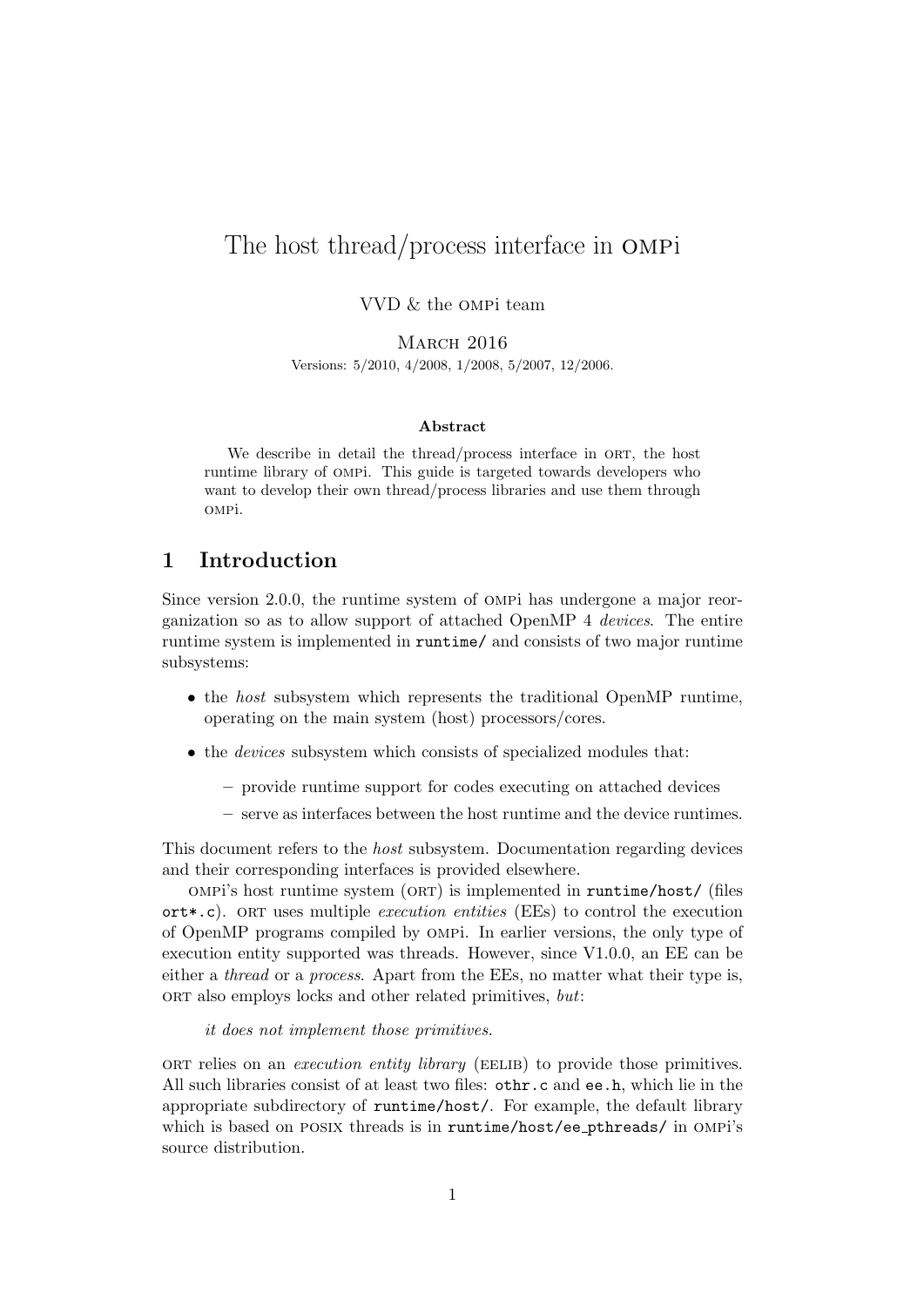# The host thread/process interface in OMPi

VVD & the OMPi team

March 2016

Versions: 5/2010, 4/2008, 1/2008, 5/2007, 12/2006.

**Abstract**

We describe in detail the thread/process interface in ORT, the host runtime library of OMPi. This guide is targeted towards developers who want to develop their own thread/process libraries and use them through OMPi.

## 1 Introduction

Since version 2.0.0, the runtime system of OMPi has undergone a major reorganization so as to allow support of attached OpenMP 4 *devices*. The entire runtime system is implemented in `runtime/` and consists of two major runtime subsystems:

- the *host* subsystem which represents the traditional OpenMP runtime, operating on the main system (host) processors/cores.
- the *devices* subsystem which consists of specialized modules that:
  - provide runtime support for codes executing on attached devices
  - serve as interfaces between the host runtime and the device runtimes.

This document refers to the *host* subsystem. Documentation regarding devices and their corresponding interfaces is provided elsewhere.

OMPi's host runtime system (ORT) is implemented in `runtime/host/` (files `ort*.c`). ORT uses multiple *execution entities* (EEs) to control the execution of OpenMP programs compiled by OMPi. In earlier versions, the only type of execution entity supported was threads. However, since V1.0.0, an EE can be either a *thread* or a *process*. Apart from the EEs, no matter what their type is, ORT also employs locks and other related primitives, *but*:

*it does not implement those primitives.*

ORT relies on an *execution entity library* (EELIB) to provide those primitives. All such libraries consist of at least two files: `othr.c` and `ee.h`, which lie in the appropriate subdirectory of `runtime/host/`. For example, the default library which is based on POSIX threads is in `runtime/host/ee_pthreads/` in OMPi's source distribution.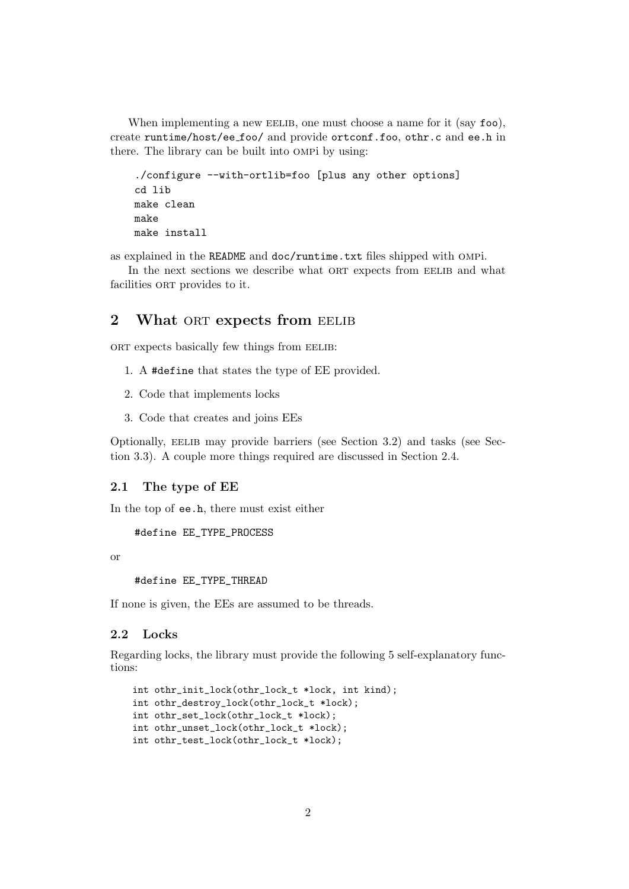When implementing a new EELIB, one must choose a name for it (say foo), create runtime/host/ee_foo/ and provide ortconf.foo, othr.c and ee.h in there. The library can be built into OMPi by using:

```
./configure --with-ortlib=foo [plus any other options]
cd lib
make clean
make
make install
```

as explained in the README and doc/runtime.txt files shipped with OMPi.

In the next sections we describe what ORT expects from EELIB and what facilities ORT provides to it.

## 2 What ORT expects from EELIB

ORT expects basically few things from EELIB:

1. A #define that states the type of EE provided.
2. Code that implements locks
3. Code that creates and joins EEs

Optionally, EELIB may provide barriers (see Section 3.2) and tasks (see Section 3.3). A couple more things required are discussed in Section 2.4.

### 2.1 The type of EE

In the top of ee.h, there must exist either

```
#define EE_TYPE_PROCESS
```

or

```
#define EE_TYPE_THREAD
```

If none is given, the EEs are assumed to be threads.

### 2.2 Locks

Regarding locks, the library must provide the following 5 self-explanatory functions:

```
int othr_init_lock(othr_lock_t *lock, int kind);
int othr_destroy_lock(othr_lock_t *lock);
int othr_set_lock(othr_lock_t *lock);
int othr_unset_lock(othr_lock_t *lock);
int othr_test_lock(othr_lock_t *lock);
```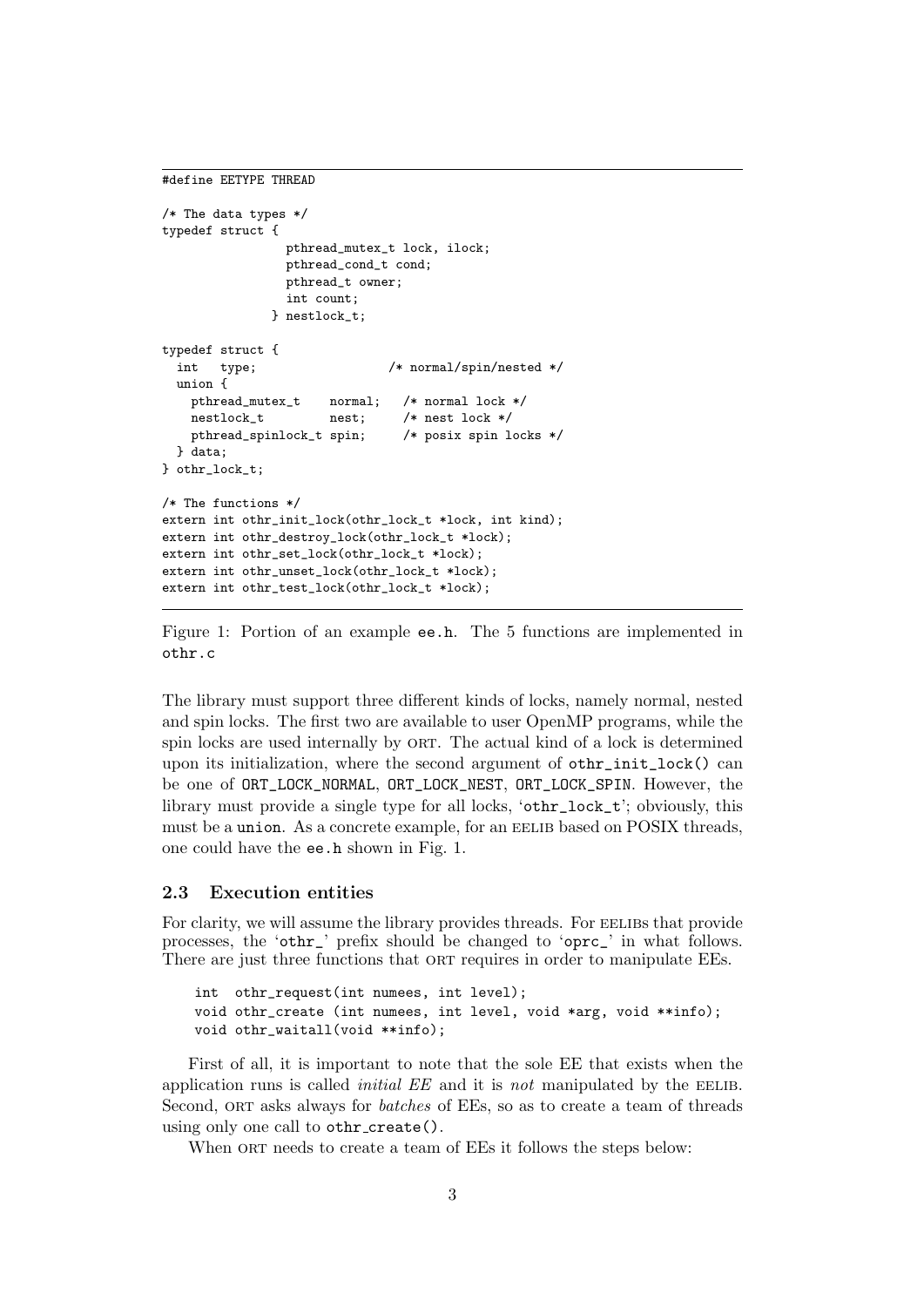```c
#define EETYPE THREAD

/* The data types */
typedef struct {
                pthread_mutex_t lock, ilock;
                pthread_cond_t cond;
                pthread_t owner;
                int count;
              } nestlock_t;

typedef struct {
  int   type;                 /* normal/spin/nested */
  union {
    pthread_mutex_t    normal;   /* normal lock */
    nestlock_t         nest;     /* nest lock */
    pthread_spinlock_t spin;     /* posix spin locks */
  } data;
} othr_lock_t;

/* The functions */
extern int othr_init_lock(othr_lock_t *lock, int kind);
extern int othr_destroy_lock(othr_lock_t *lock);
extern int othr_set_lock(othr_lock_t *lock);
extern int othr_unset_lock(othr_lock_t *lock);
extern int othr_test_lock(othr_lock_t *lock);
```

Figure 1: Portion of an example `ee.h`. The 5 functions are implemented in `othr.c`

The library must support three different kinds of locks, namely normal, nested and spin locks. The first two are available to user OpenMP programs, while the spin locks are used internally by ORT. The actual kind of a lock is determined upon its initialization, where the second argument of `othr_init_lock()` can be one of `ORT_LOCK_NORMAL`, `ORT_LOCK_NEST`, `ORT_LOCK_SPIN`. However, the library must provide a single type for all locks, '`othr_lock_t`'; obviously, this must be a `union`. As a concrete example, for an EELIB based on POSIX threads, one could have the `ee.h` shown in Fig. 1.

### 2.3 Execution entities

For clarity, we will assume the library provides threads. For EELIBs that provide processes, the '`othr_`' prefix should be changed to '`oprc_`' in what follows. There are just three functions that ORT requires in order to manipulate EEs.

```c
int  othr_request(int numees, int level);
void othr_create (int numees, int level, void *arg, void **info);
void othr_waitall(void **info);
```

First of all, it is important to note that the sole EE that exists when the application runs is called *initial EE* and it is *not* manipulated by the EELIB. Second, ORT asks always for *batches* of EEs, so as to create a team of threads using only one call to `othr_create()`.

When ORT needs to create a team of EEs it follows the steps below: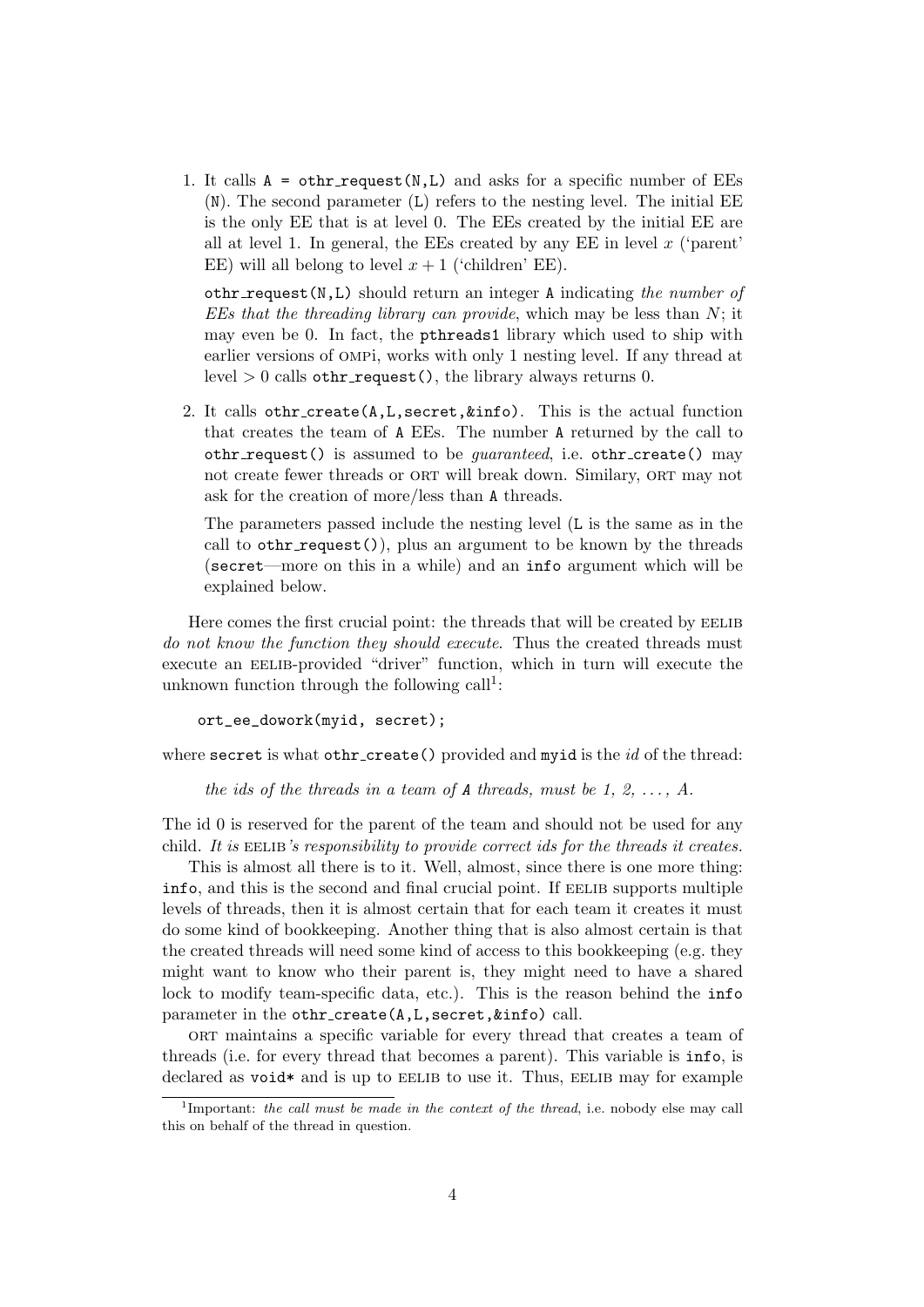1. It calls `A = othr_request(N,L)` and asks for a specific number of EEs (`N`). The second parameter (`L`) refers to the nesting level. The initial EE is the only EE that is at level 0. The EEs created by the initial EE are all at level 1. In general, the EEs created by any EE in level $x$ ('parent' EE) will all belong to level $x+1$ ('children' EE).

   `othr_request(N,L)` should return an integer `A` indicating *the number of EEs that the threading library can provide*, which may be less than $N$; it may even be 0. In fact, the `pthreads1` library which used to ship with earlier versions of OMPi, works with only 1 nesting level. If any thread at level $> 0$ calls `othr_request()`, the library always returns 0.

2. It calls `othr_create(A,L,secret,&info)`. This is the actual function that creates the team of `A` EEs. The number `A` returned by the call to `othr_request()` is assumed to be *guaranteed*, i.e. `othr_create()` may not create fewer threads or ORT will break down. Similary, ORT may not ask for the creation of more/less than `A` threads.

   The parameters passed include the nesting level (`L` is the same as in the call to `othr_request()`), plus an argument to be known by the threads (`secret`—more on this in a while) and an `info` argument which will be explained below.

Here comes the first crucial point: the threads that will be created by EELIB *do not know the function they should execute*. Thus the created threads must execute an EELIB-provided "driver" function, which in turn will execute the unknown function through the following call[1]:

```
ort_ee_dowork(myid, secret);
```

where `secret` is what `othr_create()` provided and `myid` is the *id* of the thread:

*the ids of the threads in a team of `A` threads, must be 1, 2, ..., A.*

The id 0 is reserved for the parent of the team and should not be used for any child. *It is EELIB's responsibility to provide correct ids for the threads it creates.*

This is almost all there is to it. Well, almost, since there is one more thing: `info`, and this is the second and final crucial point. If EELIB supports multiple levels of threads, then it is almost certain that for each team it creates it must do some kind of bookkeeping. Another thing that is also almost certain is that the created threads will need some kind of access to this bookkeeping (e.g. they might want to know who their parent is, they might need to have a shared lock to modify team-specific data, etc.). This is the reason behind the `info` parameter in the `othr_create(A,L,secret,&info)` call.

ORT maintains a specific variable for every thread that creates a team of threads (i.e. for every thread that becomes a parent). This variable is `info`, is declared as `void*` and is up to EELIB to use it. Thus, EELIB may for example

---

[1] Important: *the call must be made in the context of the thread*, i.e. nobody else may call this on behalf of the thread in question.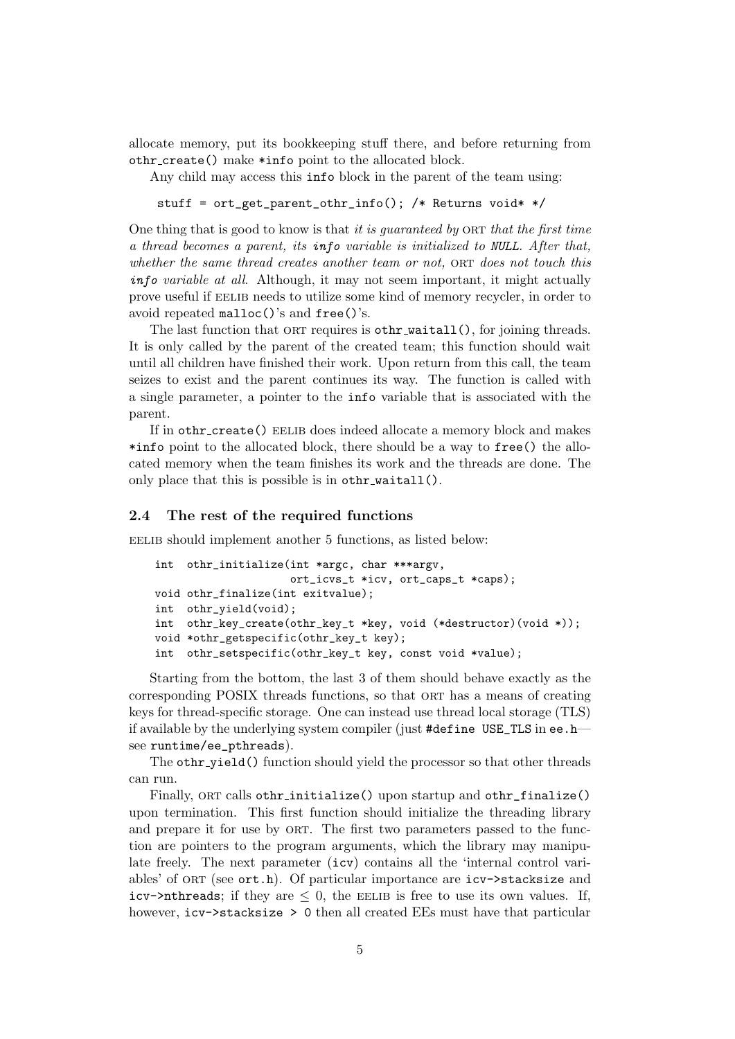allocate memory, put its bookkeeping stuff there, and before returning from othr_create() make *info point to the allocated block.

Any child may access this info block in the parent of the team using:

```
stuff = ort_get_parent_othr_info(); /* Returns void* */
```

One thing that is good to know is that *it is guaranteed by* ORT *that the first time a thread becomes a parent, its* ***info*** *variable is initialized to* ***NULL****. After that, whether the same thread creates another team or not,* ORT *does not touch this* ***info*** *variable at all*. Although, it may not seem important, it might actually prove useful if EELIB needs to utilize some kind of memory recycler, in order to avoid repeated malloc()'s and free()'s.

The last function that ORT requires is othr_waitall(), for joining threads. It is only called by the parent of the created team; this function should wait until all children have finished their work. Upon return from this call, the team seizes to exist and the parent continues its way. The function is called with a single parameter, a pointer to the info variable that is associated with the parent.

If in othr_create() EELIB does indeed allocate a memory block and makes *info point to the allocated block, there should be a way to free() the allocated memory when the team finishes its work and the threads are done. The only place that this is possible is in othr_waitall().

### 2.4 The rest of the required functions

EELIB should implement another 5 functions, as listed below:

```
int  othr_initialize(int *argc, char ***argv,
                     ort_icvs_t *icv, ort_caps_t *caps);
void othr_finalize(int exitvalue);
int  othr_yield(void);
int  othr_key_create(othr_key_t *key, void (*destructor)(void *));
void *othr_getspecific(othr_key_t key);
int  othr_setspecific(othr_key_t key, const void *value);
```

Starting from the bottom, the last 3 of them should behave exactly as the corresponding POSIX threads functions, so that ORT has a means of creating keys for thread-specific storage. One can instead use thread local storage (TLS) if available by the underlying system compiler (just #define USE_TLS in ee.h—see runtime/ee_pthreads).

The othr_yield() function should yield the processor so that other threads can run.

Finally, ORT calls othr_initialize() upon startup and othr_finalize() upon termination. This first function should initialize the threading library and prepare it for use by ORT. The first two parameters passed to the function are pointers to the program arguments, which the library may manipulate freely. The next parameter (icv) contains all the 'internal control variables' of ORT (see ort.h). Of particular importance are icv->stacksize and icv->nthreads; if they are $\leq 0$, the EELIB is free to use its own values. If, however, icv->stacksize > 0 then all created EEs must have that particular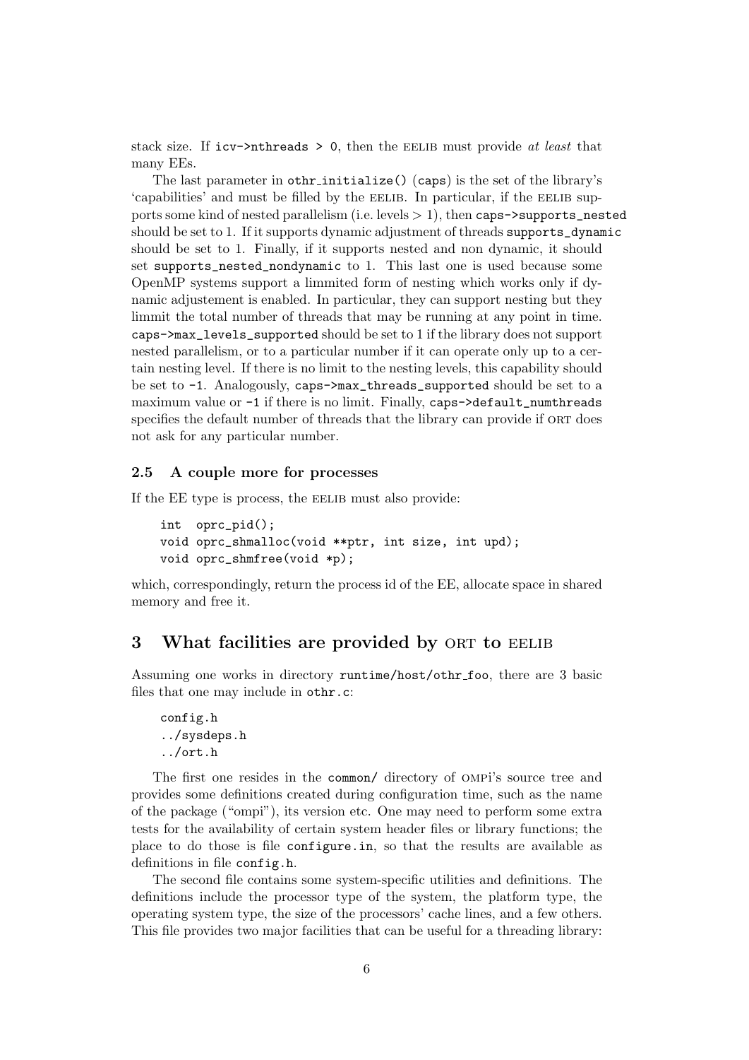stack size. If `icv->nthreads > 0`, then the EELIB must provide *at least* that many EEs.

The last parameter in `othr_initialize()` (`caps`) is the set of the library's 'capabilities' and must be filled by the EELIB. In particular, if the EELIB supports some kind of nested parallelism (i.e. levels $> 1$), then `caps->supports_nested` should be set to 1. If it supports dynamic adjustment of threads `supports_dynamic` should be set to 1. Finally, if it supports nested and non dynamic, it should set `supports_nested_nondynamic` to 1. This last one is used because some OpenMP systems support a limmited form of nesting which works only if dynamic adjustement is enabled. In particular, they can support nesting but they limmit the total number of threads that may be running at any point in time. `caps->max_levels_supported` should be set to 1 if the library does not support nested parallelism, or to a particular number if it can operate only up to a certain nesting level. If there is no limit to the nesting levels, this capability should be set to `-1`. Analogously, `caps->max_threads_supported` should be set to a maximum value or `-1` if there is no limit. Finally, `caps->default_numthreads` specifies the default number of threads that the library can provide if ORT does not ask for any particular number.

### 2.5 A couple more for processes

If the EE type is process, the EELIB must also provide:

```
int  oprc_pid();
void oprc_shmalloc(void **ptr, int size, int upd);
void oprc_shmfree(void *p);
```

which, correspondingly, return the process id of the EE, allocate space in shared memory and free it.

## 3 What facilities are provided by ORT to EELIB

Assuming one works in directory `runtime/host/othr_foo`, there are 3 basic files that one may include in `othr.c`:

```
config.h
../sysdeps.h
../ort.h
```

The first one resides in the `common/` directory of OMPi's source tree and provides some definitions created during configuration time, such as the name of the package ("ompi"), its version etc. One may need to perform some extra tests for the availability of certain system header files or library functions; the place to do those is file `configure.in`, so that the results are available as definitions in file `config.h`.

The second file contains some system-specific utilities and definitions. The definitions include the processor type of the system, the platform type, the operating system type, the size of the processors' cache lines, and a few others. This file provides two major facilities that can be useful for a threading library: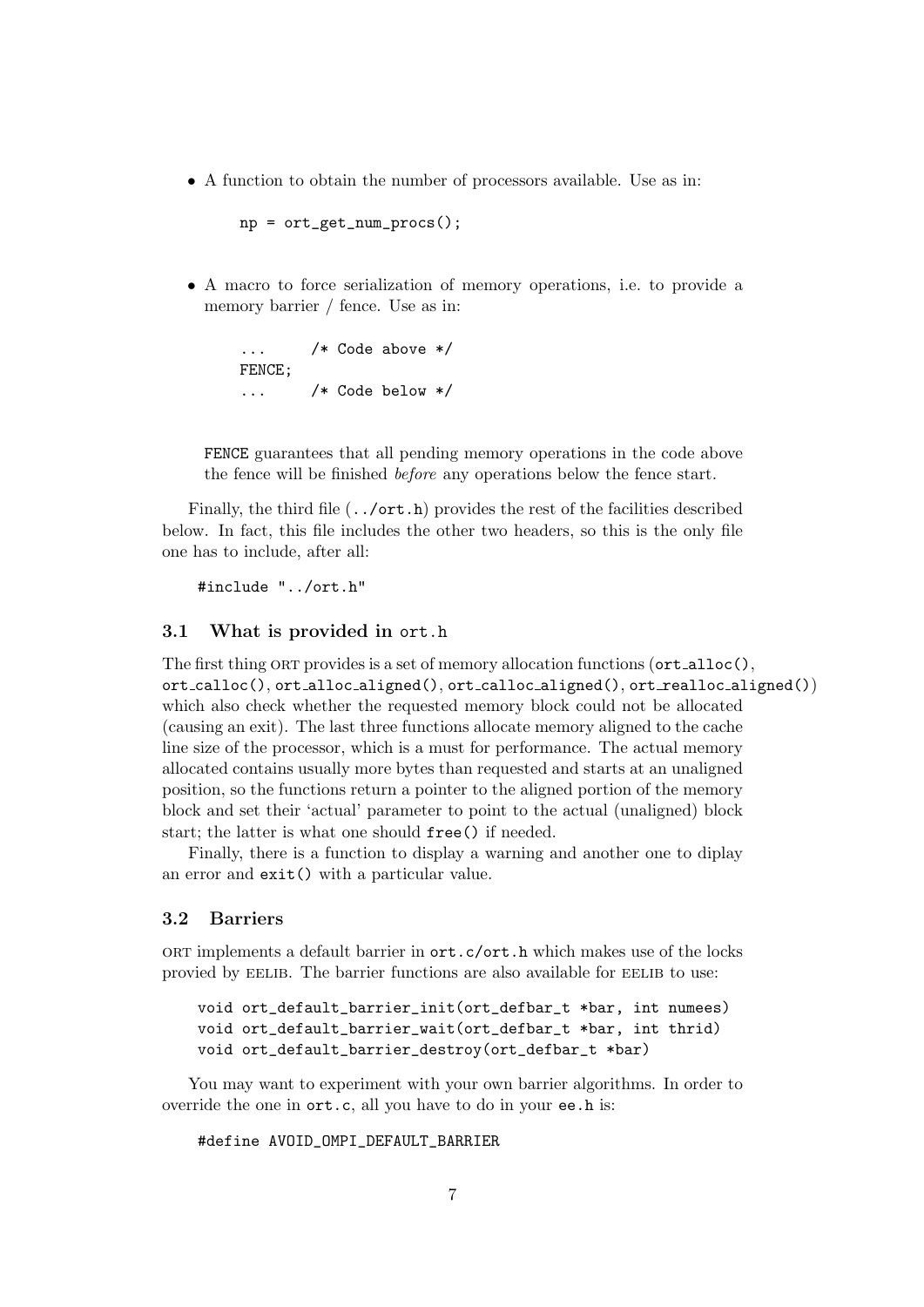- A function to obtain the number of processors available. Use as in:

```
np = ort_get_num_procs();
```

- A macro to force serialization of memory operations, i.e. to provide a memory barrier / fence. Use as in:

```
...     /* Code above */
FENCE;
...     /* Code below */
```

  FENCE guarantees that all pending memory operations in the code above the fence will be finished *before* any operations below the fence start.

Finally, the third file (`../ort.h`) provides the rest of the facilities described below. In fact, this file includes the other two headers, so this is the only file one has to include, after all:

```
#include "../ort.h"
```

### 3.1 What is provided in ort.h

The first thing ORT provides is a set of memory allocation functions (`ort_alloc()`, `ort_calloc()`, `ort_alloc_aligned()`, `ort_calloc_aligned()`, `ort_realloc_aligned()`) which also check whether the requested memory block could not be allocated (causing an exit). The last three functions allocate memory aligned to the cache line size of the processor, which is a must for performance. The actual memory allocated contains usually more bytes than requested and starts at an unaligned position, so the functions return a pointer to the aligned portion of the memory block and set their 'actual' parameter to point to the actual (unaligned) block start; the latter is what one should `free()` if needed.

Finally, there is a function to display a warning and another one to diplay an error and `exit()` with a particular value.

### 3.2 Barriers

ORT implements a default barrier in `ort.c`/`ort.h` which makes use of the locks provied by EELIB. The barrier functions are also available for EELIB to use:

```
void ort_default_barrier_init(ort_defbar_t *bar, int numees)
void ort_default_barrier_wait(ort_defbar_t *bar, int thrid)
void ort_default_barrier_destroy(ort_defbar_t *bar)
```

You may want to experiment with your own barrier algorithms. In order to override the one in `ort.c`, all you have to do in your `ee.h` is:

```
#define AVOID_OMPI_DEFAULT_BARRIER
```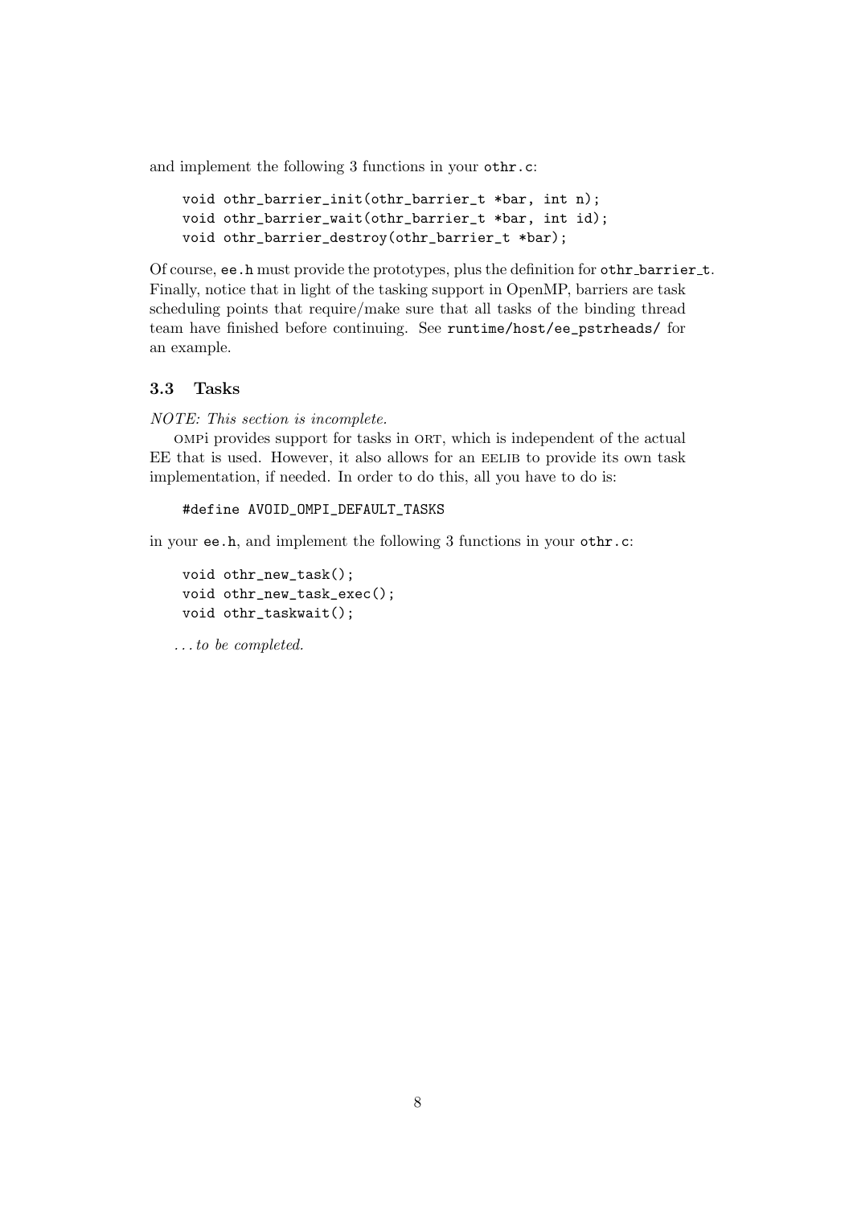and implement the following 3 functions in your `othr.c`:

```
void othr_barrier_init(othr_barrier_t *bar, int n);
void othr_barrier_wait(othr_barrier_t *bar, int id);
void othr_barrier_destroy(othr_barrier_t *bar);
```

Of course, `ee.h` must provide the prototypes, plus the definition for `othr_barrier_t`. Finally, notice that in light of the tasking support in OpenMP, barriers are task scheduling points that require/make sure that all tasks of the binding thread team have finished before continuing. See `runtime/host/ee_pstrheads/` for an example.

### 3.3 Tasks

*NOTE: This section is incomplete.*

OMPi provides support for tasks in ORT, which is independent of the actual EE that is used. However, it also allows for an EELIB to provide its own task implementation, if needed. In order to do this, all you have to do is:

```
#define AVOID_OMPI_DEFAULT_TASKS
```

in your `ee.h`, and implement the following 3 functions in your `othr.c`:

```
void othr_new_task();
void othr_new_task_exec();
void othr_taskwait();
```

*...to be completed.*